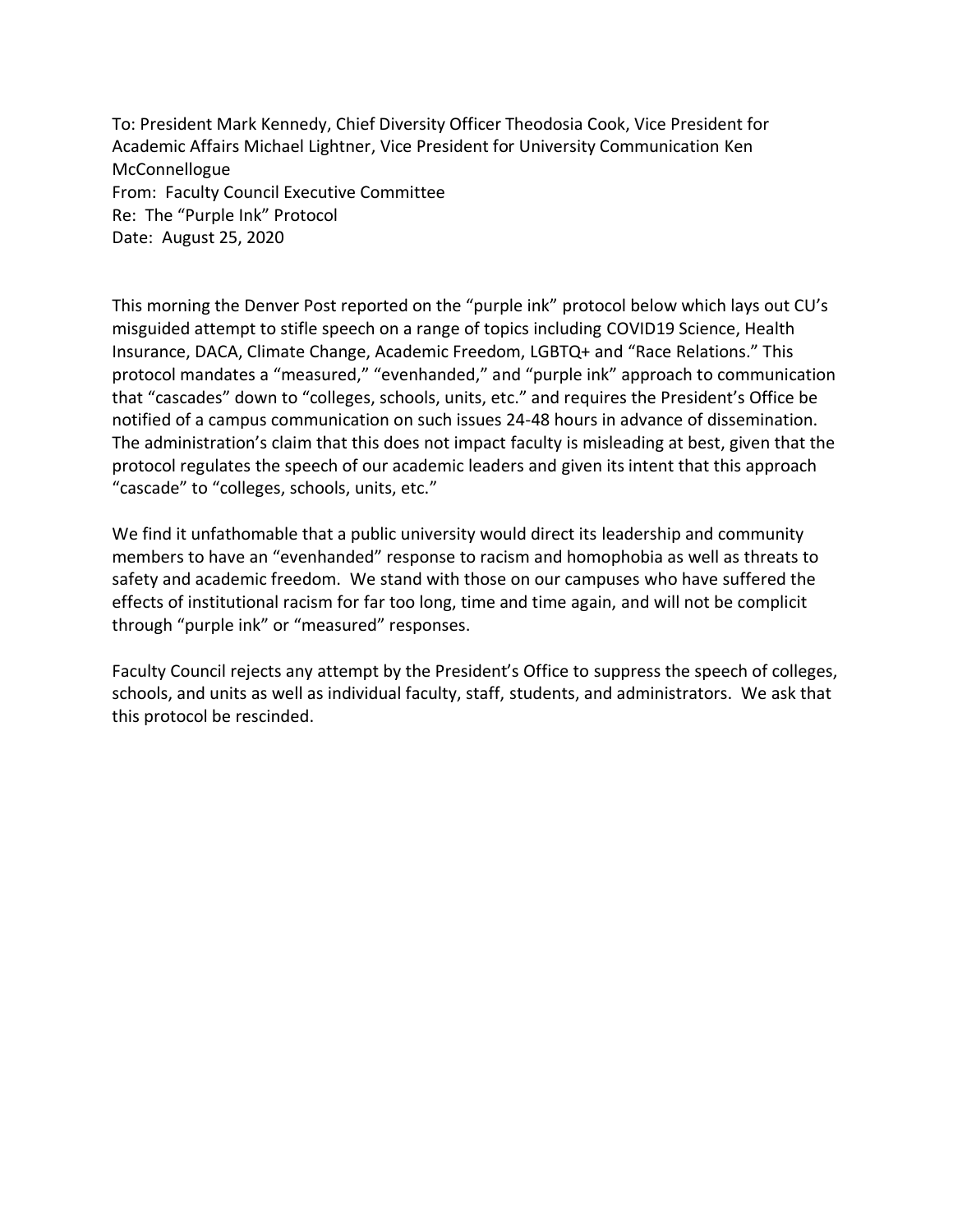To: President Mark Kennedy, Chief Diversity Officer Theodosia Cook, Vice President for Academic Affairs Michael Lightner, Vice President for University Communication Ken McConnellogue
From: Faculty Council Executive Committee
Re: The "Purple Ink" Protocol
Date: August 25, 2020

This morning the Denver Post reported on the "purple ink" protocol below which lays out CU's misguided attempt to stifle speech on a range of topics including COVID19 Science, Health Insurance, DACA, Climate Change, Academic Freedom, LGBTQ+ and "Race Relations." This protocol mandates a "measured," "evenhanded," and "purple ink" approach to communication that "cascades" down to "colleges, schools, units, etc." and requires the President's Office be notified of a campus communication on such issues 24-48 hours in advance of dissemination. The administration's claim that this does not impact faculty is misleading at best, given that the protocol regulates the speech of our academic leaders and given its intent that this approach "cascade" to "colleges, schools, units, etc."

We find it unfathomable that a public university would direct its leadership and community members to have an "evenhanded" response to racism and homophobia as well as threats to safety and academic freedom. We stand with those on our campuses who have suffered the effects of institutional racism for far too long, time and time again, and will not be complicit through "purple ink" or "measured" responses.

Faculty Council rejects any attempt by the President's Office to suppress the speech of colleges, schools, and units as well as individual faculty, staff, students, and administrators. We ask that this protocol be rescinded.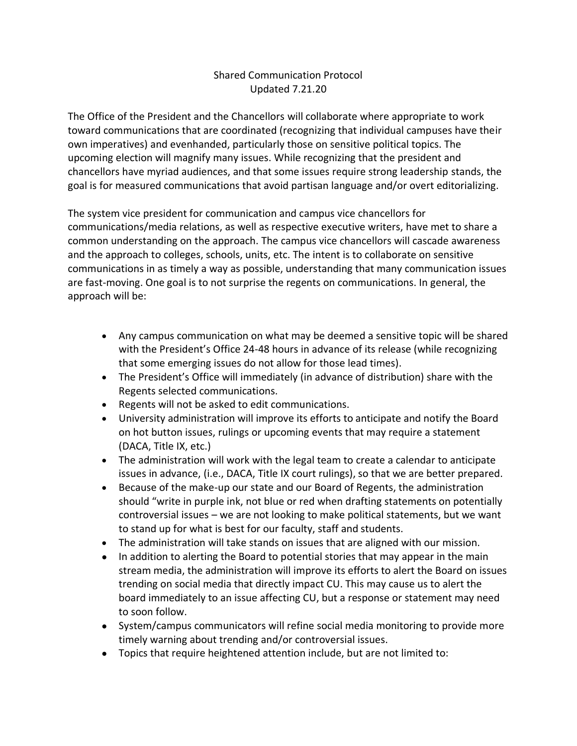Shared Communication Protocol
Updated 7.21.20

The Office of the President and the Chancellors will collaborate where appropriate to work toward communications that are coordinated (recognizing that individual campuses have their own imperatives) and evenhanded, particularly those on sensitive political topics. The upcoming election will magnify many issues. While recognizing that the president and chancellors have myriad audiences, and that some issues require strong leadership stands, the goal is for measured communications that avoid partisan language and/or overt editorializing.

The system vice president for communication and campus vice chancellors for communications/media relations, as well as respective executive writers, have met to share a common understanding on the approach. The campus vice chancellors will cascade awareness and the approach to colleges, schools, units, etc. The intent is to collaborate on sensitive communications in as timely a way as possible, understanding that many communication issues are fast-moving. One goal is to not surprise the regents on communications. In general, the approach will be:

- Any campus communication on what may be deemed a sensitive topic will be shared with the President's Office 24-48 hours in advance of its release (while recognizing that some emerging issues do not allow for those lead times).
- The President's Office will immediately (in advance of distribution) share with the Regents selected communications.
- Regents will not be asked to edit communications.
- University administration will improve its efforts to anticipate and notify the Board on hot button issues, rulings or upcoming events that may require a statement (DACA, Title IX, etc.)
- The administration will work with the legal team to create a calendar to anticipate issues in advance, (i.e., DACA, Title IX court rulings), so that we are better prepared.
- Because of the make-up our state and our Board of Regents, the administration should "write in purple ink, not blue or red when drafting statements on potentially controversial issues – we are not looking to make political statements, but we want to stand up for what is best for our faculty, staff and students.
- The administration will take stands on issues that are aligned with our mission.
- In addition to alerting the Board to potential stories that may appear in the main stream media, the administration will improve its efforts to alert the Board on issues trending on social media that directly impact CU. This may cause us to alert the board immediately to an issue affecting CU, but a response or statement may need to soon follow.
- System/campus communicators will refine social media monitoring to provide more timely warning about trending and/or controversial issues.
- Topics that require heightened attention include, but are not limited to: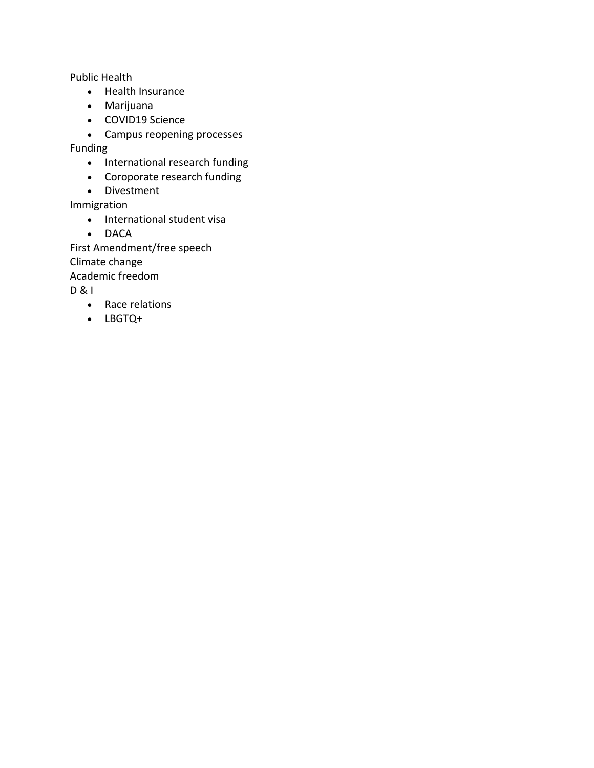Public Health

- Health Insurance
- Marijuana
- COVID19 Science
- Campus reopening processes

Funding

- International research funding
- Coroporate research funding
- Divestment

Immigration

- International student visa
- DACA

First Amendment/free speech

Climate change

Academic freedom

D & I

- Race relations
- LBGTQ+